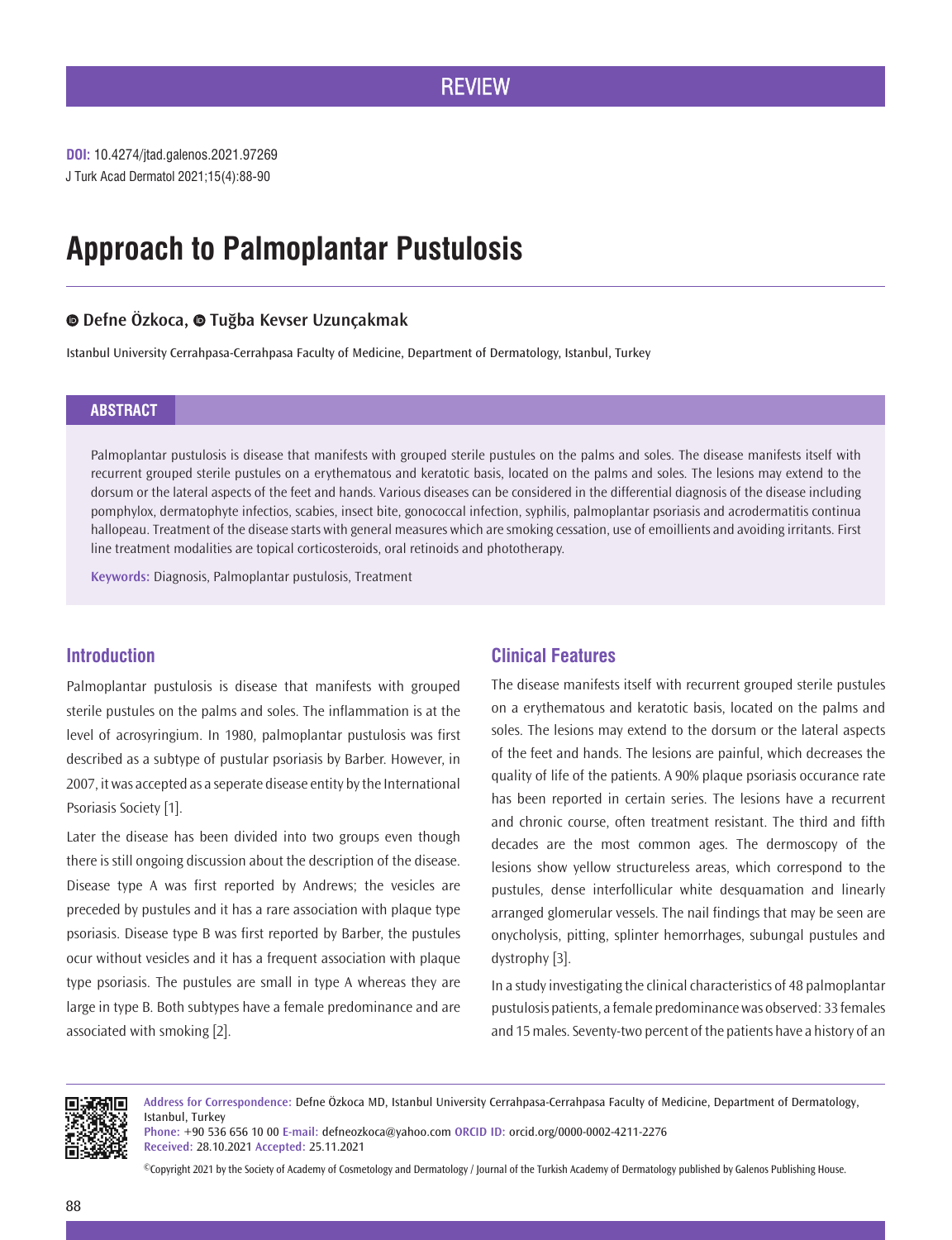REVIEW

**DOI:** 10.4274/jtad.galenos.2021.97269
J Turk Acad Dermatol 2021;15(4):88-90

# Approach to Palmoplantar Pustulosis

**Defne Özkoca, Tuğba Kevser Uzunçakmak**

Istanbul University Cerrahpasa-Cerrahpasa Faculty of Medicine, Department of Dermatology, Istanbul, Turkey

## ABSTRACT

Palmoplantar pustulosis is disease that manifests with grouped sterile pustules on the palms and soles. The disease manifests itself with recurrent grouped sterile pustules on a erythematous and keratotic basis, located on the palms and soles. The lesions may extend to the dorsum or the lateral aspects of the feet and hands. Various diseases can be considered in the differential diagnosis of the disease including pomphylox, dermatophyte infectios, scabies, insect bite, gonococcal infection, syphilis, palmoplantar psoriasis and acrodermatitis continua hallopeau. Treatment of the disease starts with general measures which are smoking cessation, use of emoillients and avoiding irritants. First line treatment modalities are topical corticosteroids, oral retinoids and phototherapy.

**Keywords:** Diagnosis, Palmoplantar pustulosis, Treatment

## Introduction

Palmoplantar pustulosis is disease that manifests with grouped sterile pustules on the palms and soles. The inflammation is at the level of acrosyringium. In 1980, palmoplantar pustulosis was first described as a subtype of pustular psoriasis by Barber. However, in 2007, it was accepted as a seperate disease entity by the International Psoriasis Society [1].

Later the disease has been divided into two groups even though there is still ongoing discussion about the description of the disease. Disease type A was first reported by Andrews; the vesicles are preceded by pustules and it has a rare association with plaque type psoriasis. Disease type B was first reported by Barber, the pustules ocur without vesicles and it has a frequent association with plaque type psoriasis. The pustules are small in type A whereas they are large in type B. Both subtypes have a female predominance and are associated with smoking [2].

## Clinical Features

The disease manifests itself with recurrent grouped sterile pustules on a erythematous and keratotic basis, located on the palms and soles. The lesions may extend to the dorsum or the lateral aspects of the feet and hands. The lesions are painful, which decreases the quality of life of the patients. A 90% plaque psoriasis occurance rate has been reported in certain series. The lesions have a recurrent and chronic course, often treatment resistant. The third and fifth decades are the most common ages. The dermoscopy of the lesions show yellow structureless areas, which correspond to the pustules, dense interfollicular white desquamation and linearly arranged glomerular vessels. The nail findings that may be seen are onycholysis, pitting, splinter hemorrhages, subungal pustules and dystrophy [3].

In a study investigating the clinical characteristics of 48 palmoplantar pustulosis patients, a female predominance was observed: 33 females and 15 males. Seventy-two percent of the patients have a history of an

**Address for Correspondence:** Defne Özkoca MD, Istanbul University Cerrahpasa-Cerrahpasa Faculty of Medicine, Department of Dermatology, Istanbul, Turkey
**Phone:** +90 536 656 10 00 **E-mail:** defneozkoca@yahoo.com **ORCID ID:** orcid.org/0000-0002-4211-2276
**Received:** 28.10.2021 **Accepted:** 25.11.2021

©Copyright 2021 by the Society of Academy of Cosmetology and Dermatology / Journal of the Turkish Academy of Dermatology published by Galenos Publishing House.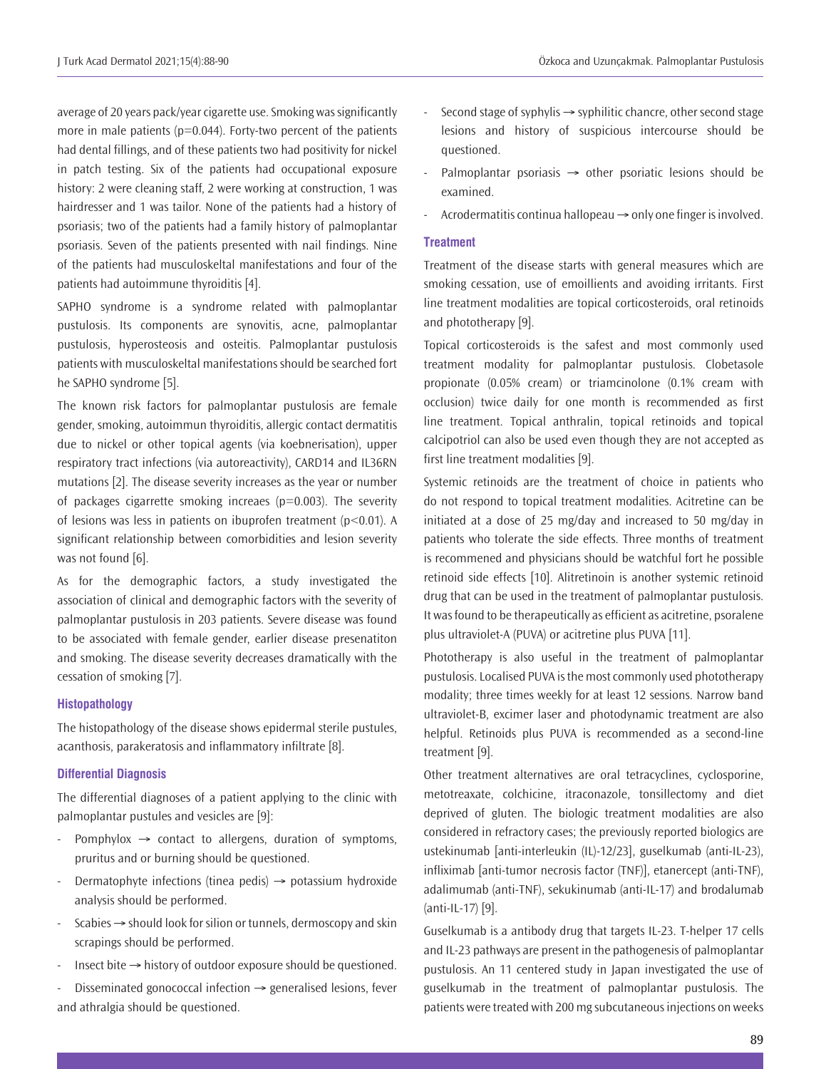average of 20 years pack/year cigarette use. Smoking was significantly more in male patients (p=0.044). Forty-two percent of the patients had dental fillings, and of these patients two had positivity for nickel in patch testing. Six of the patients had occupational exposure history: 2 were cleaning staff, 2 were working at construction, 1 was hairdresser and 1 was tailor. None of the patients had a history of psoriasis; two of the patients had a family history of palmoplantar psoriasis. Seven of the patients presented with nail findings. Nine of the patients had musculoskeltal manifestations and four of the patients had autoimmune thyroiditis [4].

SAPHO syndrome is a syndrome related with palmoplantar pustulosis. Its components are synovitis, acne, palmoplantar pustulosis, hyperosteosis and osteitis. Palmoplantar pustulosis patients with musculoskeltal manifestations should be searched fort he SAPHO syndrome [5].

The known risk factors for palmoplantar pustulosis are female gender, smoking, autoimmun thyroiditis, allergic contact dermatitis due to nickel or other topical agents (via koebnerisation), upper respiratory tract infections (via autoreactivity), CARD14 and IL36RN mutations [2]. The disease severity increases as the year or number of packages cigarrette smoking increaes (p=0.003). The severity of lesions was less in patients on ibuprofen treatment (p<0.01). A significant relationship between comorbidities and lesion severity was not found [6].

As for the demographic factors, a study investigated the association of clinical and demographic factors with the severity of palmoplantar pustulosis in 203 patients. Severe disease was found to be associated with female gender, earlier disease presenatiton and smoking. The disease severity decreases dramatically with the cessation of smoking [7].

### Histopathology

The histopathology of the disease shows epidermal sterile pustules, acanthosis, parakeratosis and inflammatory infiltrate [8].

### Differential Diagnosis

The differential diagnoses of a patient applying to the clinic with palmoplantar pustules and vesicles are [9]:

- Pomphylox → contact to allergens, duration of symptoms, pruritus and or burning should be questioned.
- Dermatophyte infections (tinea pedis) → potassium hydroxide analysis should be performed.
- Scabies → should look for silion or tunnels, dermoscopy and skin scrapings should be performed.
- Insect bite → history of outdoor exposure should be questioned.
- Disseminated gonococcal infection → generalised lesions, fever and athralgia should be questioned.
- Second stage of syphylis → syphilitic chancre, other second stage lesions and history of suspicious intercourse should be questioned.
- Palmoplantar psoriasis → other psoriatic lesions should be examined.
- Acrodermatitis continua hallopeau → only one finger is involved.

### Treatment

Treatment of the disease starts with general measures which are smoking cessation, use of emoillients and avoiding irritants. First line treatment modalities are topical corticosteroids, oral retinoids and phototherapy [9].

Topical corticosteroids is the safest and most commonly used treatment modality for palmoplantar pustulosis. Clobetasole propionate (0.05% cream) or triamcinolone (0.1% cream with occlusion) twice daily for one month is recommended as first line treatment. Topical anthralin, topical retinoids and topical calcipotriol can also be used even though they are not accepted as first line treatment modalities [9].

Systemic retinoids are the treatment of choice in patients who do not respond to topical treatment modalities. Acitretine can be initiated at a dose of 25 mg/day and increased to 50 mg/day in patients who tolerate the side effects. Three months of treatment is recommened and physicians should be watchful fort he possible retinoid side effects [10]. Alitretinoin is another systemic retinoid drug that can be used in the treatment of palmoplantar pustulosis. It was found to be therapeutically as efficient as acitretine, psoralene plus ultraviolet-A (PUVA) or acitretine plus PUVA [11].

Phototherapy is also useful in the treatment of palmoplantar pustulosis. Localised PUVA is the most commonly used phototherapy modality; three times weekly for at least 12 sessions. Narrow band ultraviolet-B, excimer laser and photodynamic treatment are also helpful. Retinoids plus PUVA is recommended as a second-line treatment [9].

Other treatment alternatives are oral tetracyclines, cyclosporine, metotreaxate, colchicine, itraconazole, tonsillectomy and diet deprived of gluten. The biologic treatment modalities are also considered in refractory cases; the previously reported biologics are ustekinumab [anti-interleukin (IL)-12/23], guselkumab (anti-IL-23), infliximab [anti-tumor necrosis factor (TNF)], etanercept (anti-TNF), adalimumab (anti-TNF), sekukinumab (anti-IL-17) and brodalumab (anti-IL-17) [9].

Guselkumab is a antibody drug that targets IL-23. T-helper 17 cells and IL-23 pathways are present in the pathogenesis of palmoplantar pustulosis. An 11 centered study in Japan investigated the use of guselkumab in the treatment of palmoplantar pustulosis. The patients were treated with 200 mg subcutaneous injections on weeks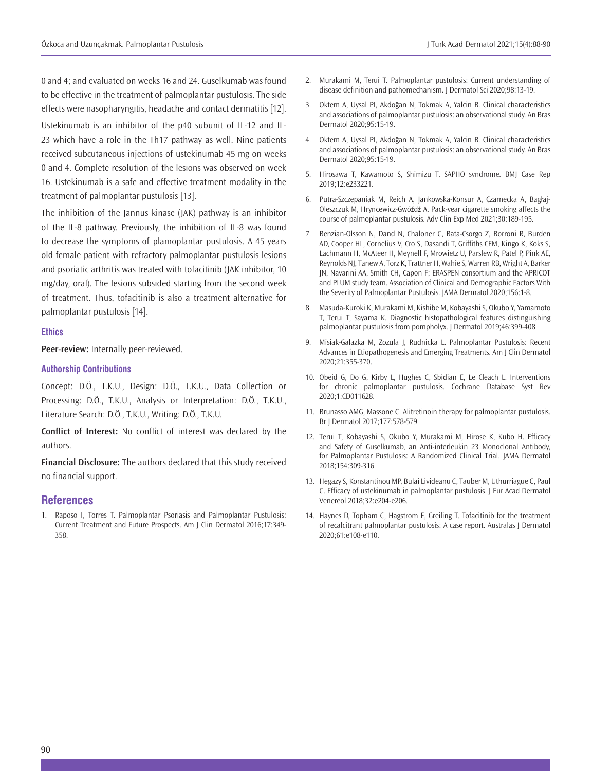0 and 4; and evaluated on weeks 16 and 24. Guselkumab was found to be effective in the treatment of palmoplantar pustulosis. The side effects were nasopharyngitis, headache and contact dermatitis [12].

Ustekinumab is an inhibitor of the p40 subunit of IL-12 and IL-23 which have a role in the Th17 pathway as well. Nine patients received subcutaneous injections of ustekinumab 45 mg on weeks 0 and 4. Complete resolution of the lesions was observed on week 16. Ustekinumab is a safe and effective treatment modality in the treatment of palmoplantar pustulosis [13].

The inhibition of the Jannus kinase (JAK) pathway is an inhibitor of the IL-8 pathway. Previously, the inhibition of IL-8 was found to decrease the symptoms of plamoplantar pustulosis. A 45 years old female patient with refractory palmoplantar pustulosis lesions and psoriatic arthritis was treated with tofacitinib (JAK inhibitor, 10 mg/day, oral). The lesions subsided starting from the second week of treatment. Thus, tofacitinib is also a treatment alternative for palmoplantar pustulosis [14].

### Ethics

**Peer-review:** Internally peer-reviewed.

### Authorship Contributions

Concept: D.Ö., T.K.U., Design: D.Ö., T.K.U., Data Collection or Processing: D.Ö., T.K.U., Analysis or Interpretation: D.Ö., T.K.U., Literature Search: D.Ö., T.K.U., Writing: D.Ö., T.K.U.

**Conflict of Interest:** No conflict of interest was declared by the authors.

**Financial Disclosure:** The authors declared that this study received no financial support.

## References

1. Raposo I, Torres T. Palmoplantar Psoriasis and Palmoplantar Pustulosis: Current Treatment and Future Prospects. Am J Clin Dermatol 2016;17:349-358.
2. Murakami M, Terui T. Palmoplantar pustulosis: Current understanding of disease definition and pathomechanism. J Dermatol Sci 2020;98:13-19.
3. Oktem A, Uysal PI, Akdoğan N, Tokmak A, Yalcin B. Clinical characteristics and associations of palmoplantar pustulosis: an observational study. An Bras Dermatol 2020;95:15-19.
4. Oktem A, Uysal PI, Akdoğan N, Tokmak A, Yalcin B. Clinical characteristics and associations of palmoplantar pustulosis: an observational study. An Bras Dermatol 2020;95:15-19.
5. Hirosawa T, Kawamoto S, Shimizu T. SAPHO syndrome. BMJ Case Rep 2019;12:e233221.
6. Putra-Szczepaniak M, Reich A, Jankowska-Konsur A, Czarnecka A, Bagłaj-Oleszczuk M, Hryncewicz-Gwóźdź A. Pack-year cigarette smoking affects the course of palmoplantar pustulosis. Adv Clin Exp Med 2021;30:189-195.
7. Benzian-Olsson N, Dand N, Chaloner C, Bata-Csorgo Z, Borroni R, Burden AD, Cooper HL, Cornelius V, Cro S, Dasandi T, Griffiths CEM, Kingo K, Koks S, Lachmann H, McAteer H, Meynell F, Mrowietz U, Parslew R, Patel P, Pink AE, Reynolds NJ, Tanew A, Torz K, Trattner H, Wahie S, Warren RB, Wright A, Barker JN, Navarini AA, Smith CH, Capon F; ERASPEN consortium and the APRICOT and PLUM study team. Association of Clinical and Demographic Factors With the Severity of Palmoplantar Pustulosis. JAMA Dermatol 2020;156:1-8.
8. Masuda-Kuroki K, Murakami M, Kishibe M, Kobayashi S, Okubo Y, Yamamoto T, Terui T, Sayama K. Diagnostic histopathological features distinguishing palmoplantar pustulosis from pompholyx. J Dermatol 2019;46:399-408.
9. Misiak-Galazka M, Zozula J, Rudnicka L. Palmoplantar Pustulosis: Recent Advances in Etiopathogenesis and Emerging Treatments. Am J Clin Dermatol 2020;21:355-370.
10. Obeid G, Do G, Kirby L, Hughes C, Sbidian E, Le Cleach L. Interventions for chronic palmoplantar pustulosis. Cochrane Database Syst Rev 2020;1:CD011628.
11. Brunasso AMG, Massone C. Alitretinoin therapy for palmoplantar pustulosis. Br J Dermatol 2017;177:578-579.
12. Terui T, Kobayashi S, Okubo Y, Murakami M, Hirose K, Kubo H. Efficacy and Safety of Guselkumab, an Anti-interleukin 23 Monoclonal Antibody, for Palmoplantar Pustulosis: A Randomized Clinical Trial. JAMA Dermatol 2018;154:309-316.
13. Hegazy S, Konstantinou MP, Bulai Livideanu C, Tauber M, Uthurriague C, Paul C. Efficacy of ustekinumab in palmoplantar pustulosis. J Eur Acad Dermatol Venereol 2018;32:e204-e206.
14. Haynes D, Topham C, Hagstrom E, Greiling T. Tofacitinib for the treatment of recalcitrant palmoplantar pustulosis: A case report. Australas J Dermatol 2020;61:e108-e110.